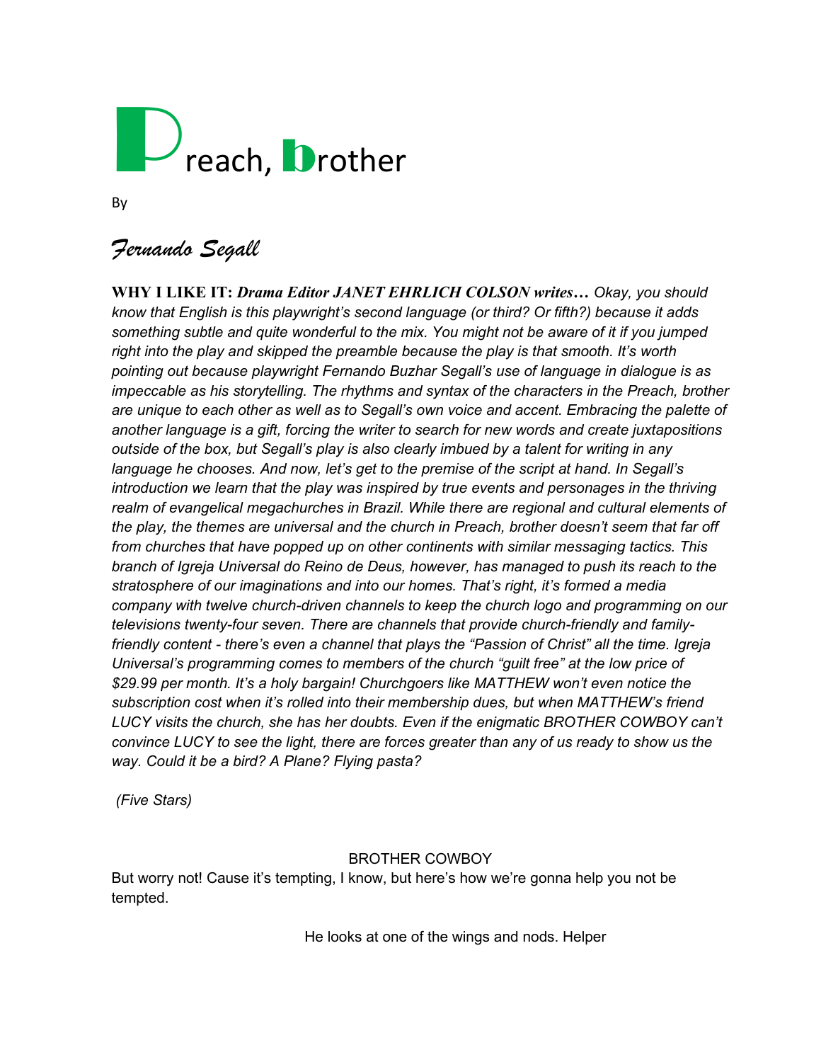# Preach, brother

By

*Fernando Segall*

**WHY I LIKE IT:** ***Drama Editor JANET EHRLICH COLSON writes…*** *Okay, you should know that English is this playwright's second language (or third? Or fifth?) because it adds something subtle and quite wonderful to the mix. You might not be aware of it if you jumped right into the play and skipped the preamble because the play is that smooth. It's worth pointing out because playwright Fernando Buzhar Segall's use of language in dialogue is as impeccable as his storytelling. The rhythms and syntax of the characters in the Preach, brother are unique to each other as well as to Segall's own voice and accent. Embracing the palette of another language is a gift, forcing the writer to search for new words and create juxtapositions outside of the box, but Segall's play is also clearly imbued by a talent for writing in any language he chooses. And now, let's get to the premise of the script at hand. In Segall's introduction we learn that the play was inspired by true events and personages in the thriving realm of evangelical megachurches in Brazil. While there are regional and cultural elements of the play, the themes are universal and the church in Preach, brother doesn't seem that far off from churches that have popped up on other continents with similar messaging tactics. This branch of Igreja Universal do Reino de Deus, however, has managed to push its reach to the stratosphere of our imaginations and into our homes. That's right, it's formed a media company with twelve church-driven channels to keep the church logo and programming on our televisions twenty-four seven. There are channels that provide church-friendly and family-friendly content - there's even a channel that plays the "Passion of Christ" all the time. Igreja Universal's programming comes to members of the church "guilt free" at the low price of $29.99 per month. It's a holy bargain! Churchgoers like MATTHEW won't even notice the subscription cost when it's rolled into their membership dues, but when MATTHEW's friend LUCY visits the church, she has her doubts. Even if the enigmatic BROTHER COWBOY can't convince LUCY to see the light, there are forces greater than any of us ready to show us the way. Could it be a bird? A Plane? Flying pasta?*

*(Five Stars)*

BROTHER COWBOY

But worry not! Cause it's tempting, I know, but here's how we're gonna help you not be tempted.

He looks at one of the wings and nods. Helper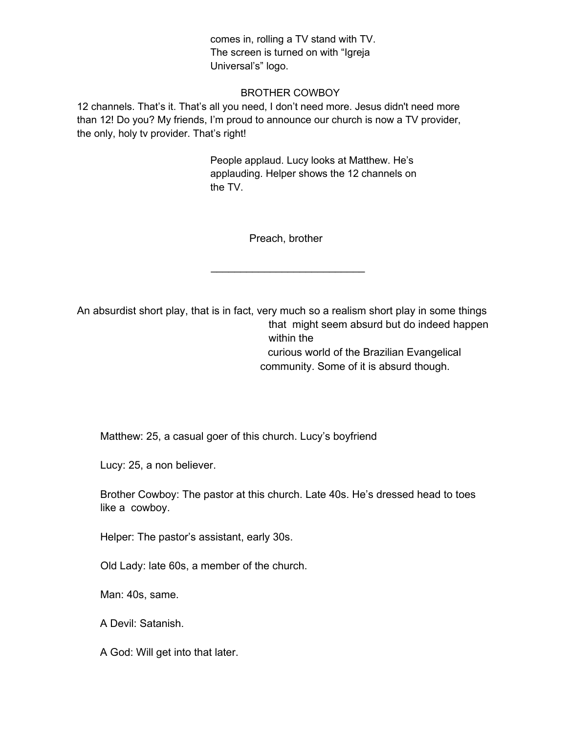comes in, rolling a TV stand with TV. The screen is turned on with "Igreja Universal's" logo.

BROTHER COWBOY

12 channels. That's it. That's all you need, I don't need more. Jesus didn't need more than 12! Do you? My friends, I'm proud to announce our church is now a TV provider, the only, holy tv provider. That's right!

People applaud. Lucy looks at Matthew. He's applauding. Helper shows the 12 channels on the TV.

# Preach, brother

---

An absurdist short play, that is in fact, very much so a realism short play in some things that might seem absurd but do indeed happen within the curious world of the Brazilian Evangelical community. Some of it is absurd though.

Matthew: 25, a casual goer of this church. Lucy's boyfriend

Lucy: 25, a non believer.

Brother Cowboy: The pastor at this church. Late 40s. He's dressed head to toes like a cowboy.

Helper: The pastor's assistant, early 30s.

Old Lady: late 60s, a member of the church.

Man: 40s, same.

A Devil: Satanish.

A God: Will get into that later.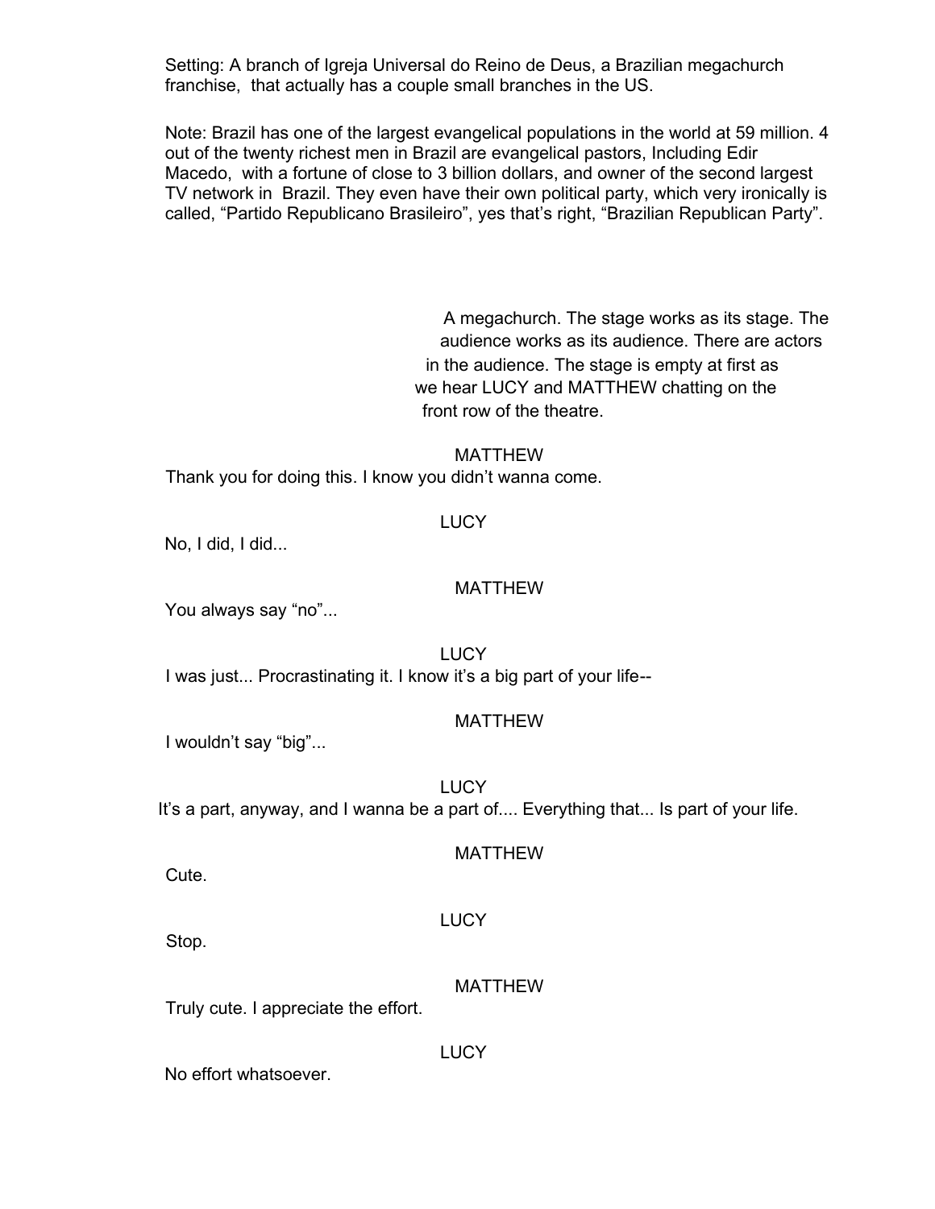Setting: A branch of Igreja Universal do Reino de Deus, a Brazilian megachurch franchise, that actually has a couple small branches in the US.

Note: Brazil has one of the largest evangelical populations in the world at 59 million. 4 out of the twenty richest men in Brazil are evangelical pastors, Including Edir Macedo, with a fortune of close to 3 billion dollars, and owner of the second largest TV network in Brazil. They even have their own political party, which very ironically is called, “Partido Republicano Brasileiro”, yes that’s right, “Brazilian Republican Party”.

A megachurch. The stage works as its stage. The audience works as its audience. There are actors in the audience. The stage is empty at first as we hear LUCY and MATTHEW chatting on the front row of the theatre.

MATTHEW

Thank you for doing this. I know you didn’t wanna come.

LUCY

No, I did, I did...

MATTHEW

You always say “no”...

LUCY

I was just... Procrastinating it. I know it’s a big part of your life--

MATTHEW

I wouldn’t say “big”...

LUCY

It’s a part, anyway, and I wanna be a part of.... Everything that... Is part of your life.

MATTHEW

Cute.

LUCY

Stop.

MATTHEW

Truly cute. I appreciate the effort.

LUCY

No effort whatsoever.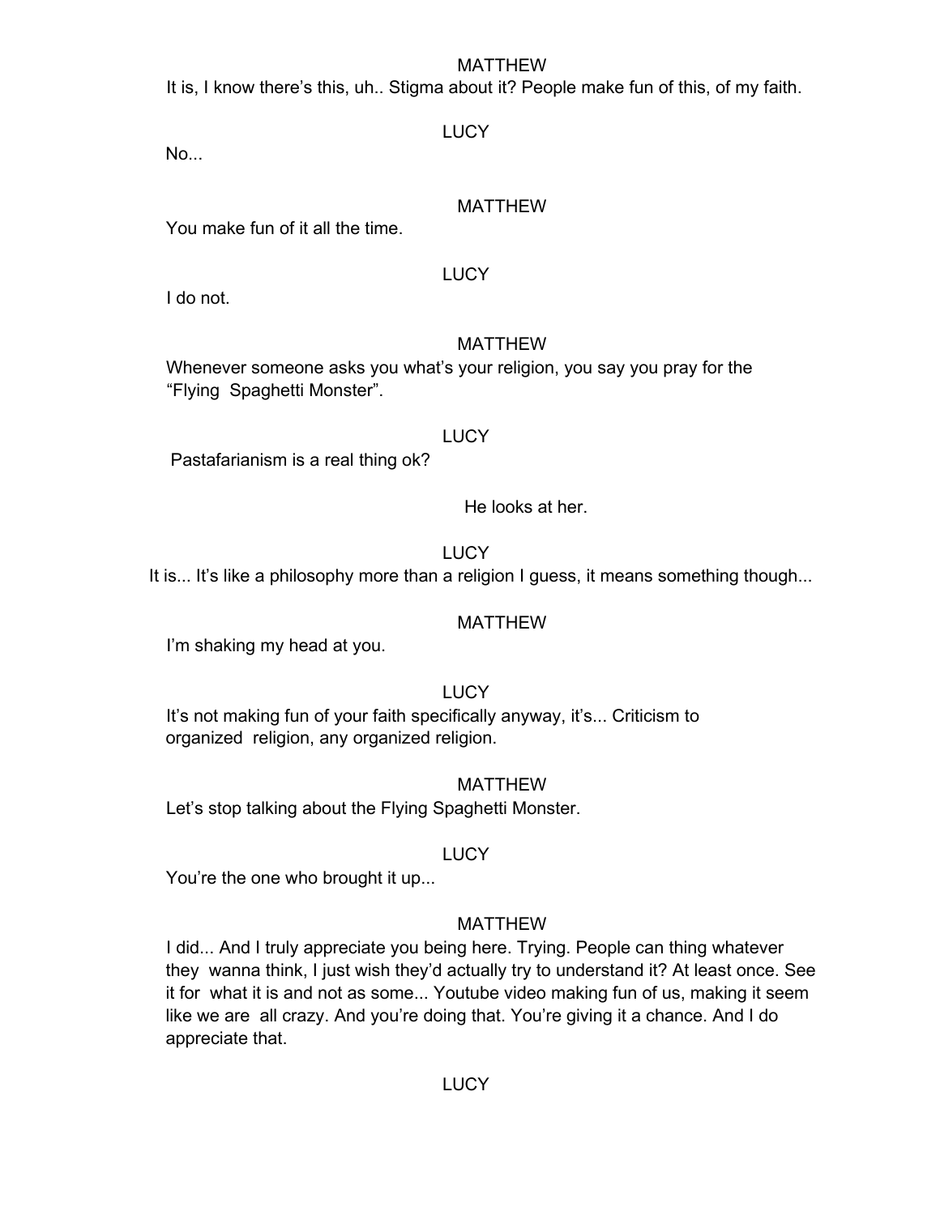MATTHEW

It is, I know there's this, uh.. Stigma about it? People make fun of this, of my faith.

LUCY

No...

MATTHEW

You make fun of it all the time.

LUCY

I do not.

MATTHEW

Whenever someone asks you what's your religion, you say you pray for the "Flying Spaghetti Monster".

LUCY

Pastafarianism is a real thing ok?

He looks at her.

LUCY

It is... It's like a philosophy more than a religion I guess, it means something though...

MATTHEW

I'm shaking my head at you.

LUCY

It's not making fun of your faith specifically anyway, it's... Criticism to organized religion, any organized religion.

MATTHEW

Let's stop talking about the Flying Spaghetti Monster.

LUCY

You're the one who brought it up...

MATTHEW

I did... And I truly appreciate you being here. Trying. People can thing whatever they wanna think, I just wish they'd actually try to understand it? At least once. See it for what it is and not as some... Youtube video making fun of us, making it seem like we are all crazy. And you're doing that. You're giving it a chance. And I do appreciate that.

LUCY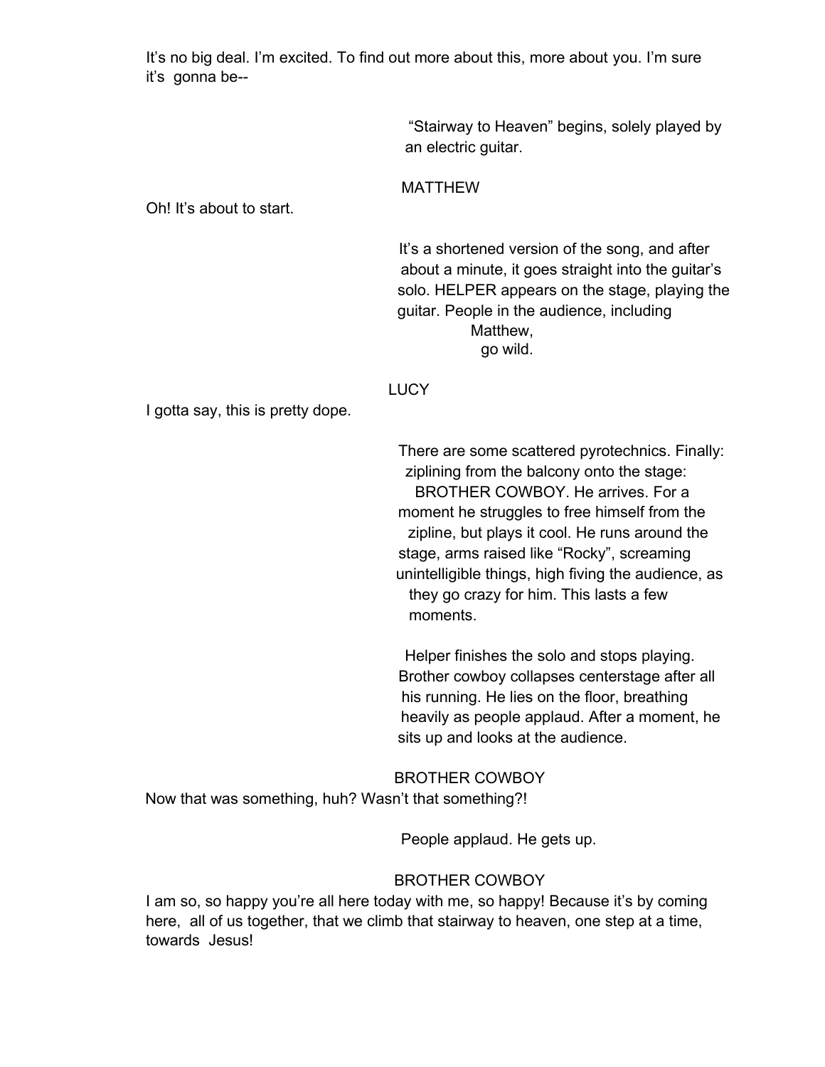It's no big deal. I'm excited. To find out more about this, more about you. I'm sure it's gonna be--

"Stairway to Heaven" begins, solely played by an electric guitar.

MATTHEW

Oh! It's about to start.

It's a shortened version of the song, and after about a minute, it goes straight into the guitar's solo. HELPER appears on the stage, playing the guitar. People in the audience, including Matthew, go wild.

LUCY

I gotta say, this is pretty dope.

There are some scattered pyrotechnics. Finally: ziplining from the balcony onto the stage: BROTHER COWBOY. He arrives. For a moment he struggles to free himself from the zipline, but plays it cool. He runs around the stage, arms raised like "Rocky", screaming unintelligible things, high fiving the audience, as they go crazy for him. This lasts a few moments.

Helper finishes the solo and stops playing. Brother cowboy collapses centerstage after all his running. He lies on the floor, breathing heavily as people applaud. After a moment, he sits up and looks at the audience.

BROTHER COWBOY

Now that was something, huh? Wasn't that something?!

People applaud. He gets up.

BROTHER COWBOY

I am so, so happy you're all here today with me, so happy! Because it's by coming here, all of us together, that we climb that stairway to heaven, one step at a time, towards Jesus!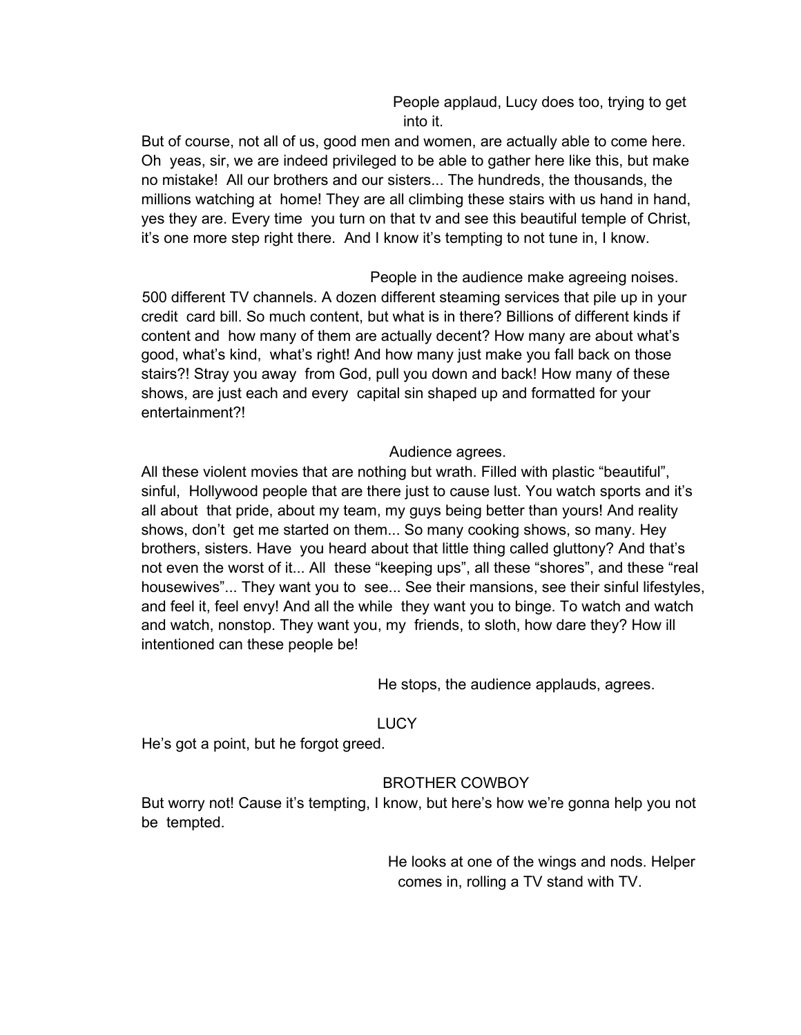People applaud, Lucy does too, trying to get into it.

But of course, not all of us, good men and women, are actually able to come here. Oh yeas, sir, we are indeed privileged to be able to gather here like this, but make no mistake! All our brothers and our sisters... The hundreds, the thousands, the millions watching at home! They are all climbing these stairs with us hand in hand, yes they are. Every time you turn on that tv and see this beautiful temple of Christ, it's one more step right there. And I know it's tempting to not tune in, I know.

People in the audience make agreeing noises.

500 different TV channels. A dozen different steaming services that pile up in your credit card bill. So much content, but what is in there? Billions of different kinds if content and how many of them are actually decent? How many are about what's good, what's kind, what's right! And how many just make you fall back on those stairs?! Stray you away from God, pull you down and back! How many of these shows, are just each and every capital sin shaped up and formatted for your entertainment?!

Audience agrees.

All these violent movies that are nothing but wrath. Filled with plastic "beautiful", sinful, Hollywood people that are there just to cause lust. You watch sports and it's all about that pride, about my team, my guys being better than yours! And reality shows, don't get me started on them... So many cooking shows, so many. Hey brothers, sisters. Have you heard about that little thing called gluttony? And that's not even the worst of it... All these "keeping ups", all these "shores", and these "real housewives"... They want you to see... See their mansions, see their sinful lifestyles, and feel it, feel envy! And all the while they want you to binge. To watch and watch and watch, nonstop. They want you, my friends, to sloth, how dare they? How ill intentioned can these people be!

He stops, the audience applauds, agrees.

LUCY

He's got a point, but he forgot greed.

BROTHER COWBOY

But worry not! Cause it's tempting, I know, but here's how we're gonna help you not be tempted.

He looks at one of the wings and nods. Helper comes in, rolling a TV stand with TV.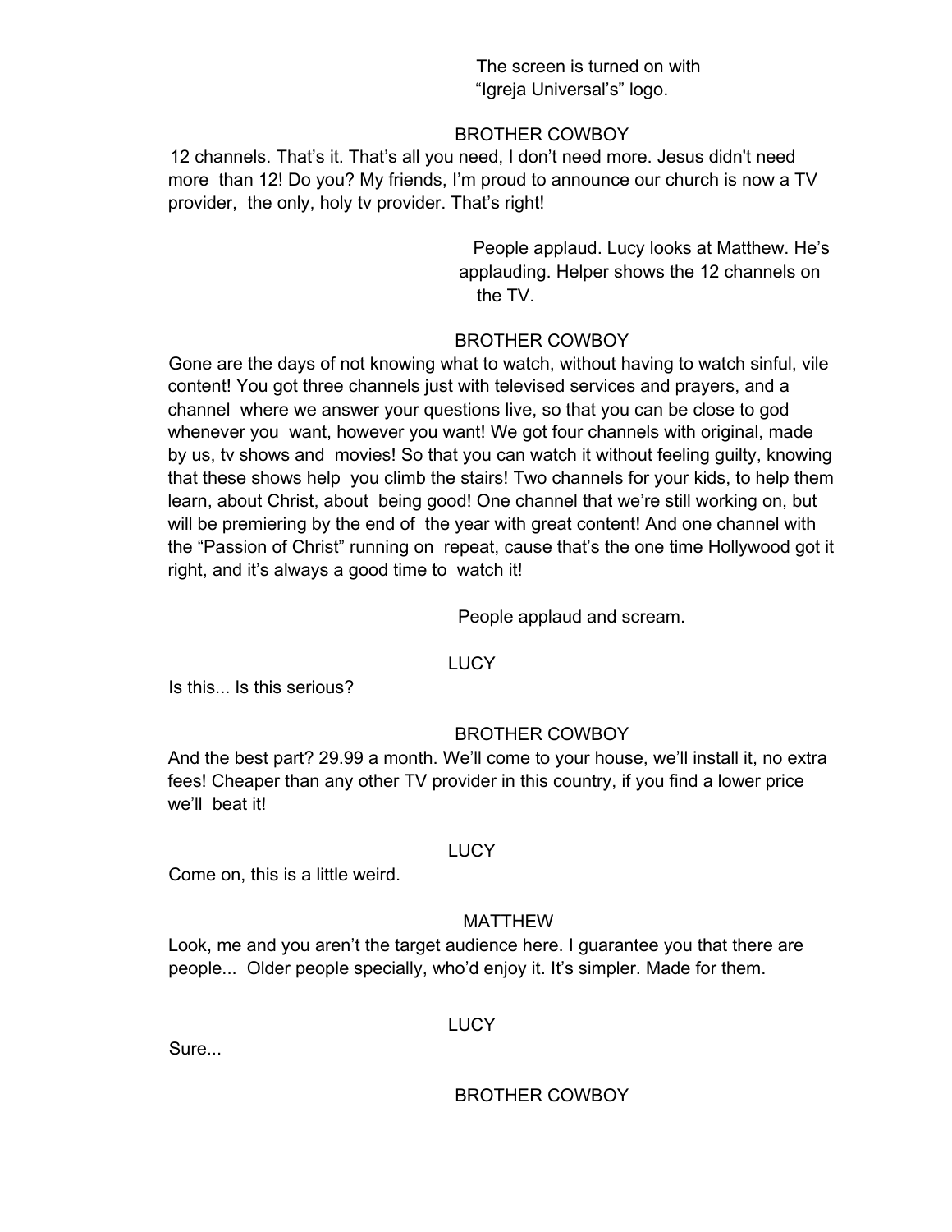The screen is turned on with "Igreja Universal's" logo.

BROTHER COWBOY

12 channels. That's it. That's all you need, I don't need more. Jesus didn't need more than 12! Do you? My friends, I'm proud to announce our church is now a TV provider, the only, holy tv provider. That's right!

People applaud. Lucy looks at Matthew. He's applauding. Helper shows the 12 channels on the TV.

BROTHER COWBOY

Gone are the days of not knowing what to watch, without having to watch sinful, vile content! You got three channels just with televised services and prayers, and a channel where we answer your questions live, so that you can be close to god whenever you want, however you want! We got four channels with original, made by us, tv shows and movies! So that you can watch it without feeling guilty, knowing that these shows help you climb the stairs! Two channels for your kids, to help them learn, about Christ, about being good! One channel that we're still working on, but will be premiering by the end of the year with great content! And one channel with the "Passion of Christ" running on repeat, cause that's the one time Hollywood got it right, and it's always a good time to watch it!

People applaud and scream.

LUCY

Is this... Is this serious?

BROTHER COWBOY

And the best part? 29.99 a month. We'll come to your house, we'll install it, no extra fees! Cheaper than any other TV provider in this country, if you find a lower price we'll beat it!

LUCY

Come on, this is a little weird.

MATTHEW

Look, me and you aren't the target audience here. I guarantee you that there are people... Older people specially, who'd enjoy it. It's simpler. Made for them.

LUCY

Sure...

BROTHER COWBOY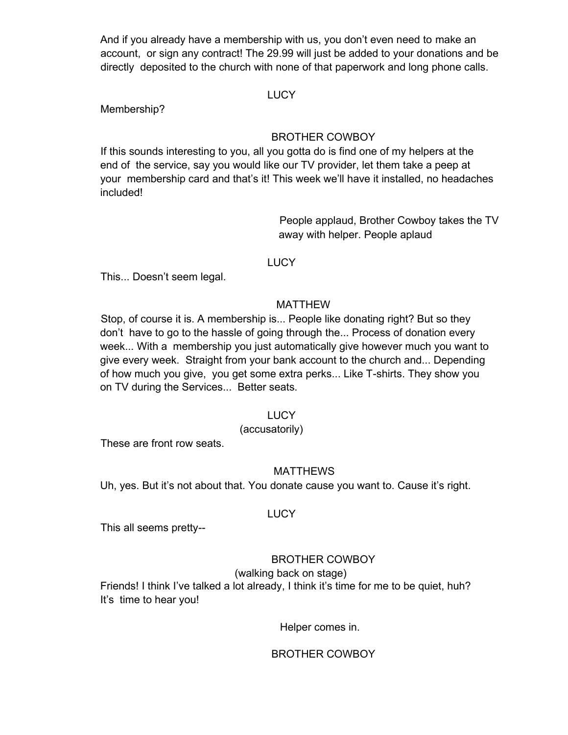And if you already have a membership with us, you don't even need to make an account, or sign any contract! The 29.99 will just be added to your donations and be directly deposited to the church with none of that paperwork and long phone calls.

LUCY

Membership?

BROTHER COWBOY

If this sounds interesting to you, all you gotta do is find one of my helpers at the end of the service, say you would like our TV provider, let them take a peep at your membership card and that's it! This week we'll have it installed, no headaches included!

People applaud, Brother Cowboy takes the TV away with helper. People aplaud

LUCY

This... Doesn't seem legal.

MATTHEW

Stop, of course it is. A membership is... People like donating right? But so they don't have to go to the hassle of going through the... Process of donation every week... With a membership you just automatically give however much you want to give every week. Straight from your bank account to the church and... Depending of how much you give, you get some extra perks... Like T-shirts. They show you on TV during the Services... Better seats.

LUCY

(accusatorily)

These are front row seats.

MATTHEWS

Uh, yes. But it's not about that. You donate cause you want to. Cause it's right.

LUCY

This all seems pretty--

BROTHER COWBOY

(walking back on stage)

Friends! I think I've talked a lot already, I think it's time for me to be quiet, huh? It's time to hear you!

Helper comes in.

BROTHER COWBOY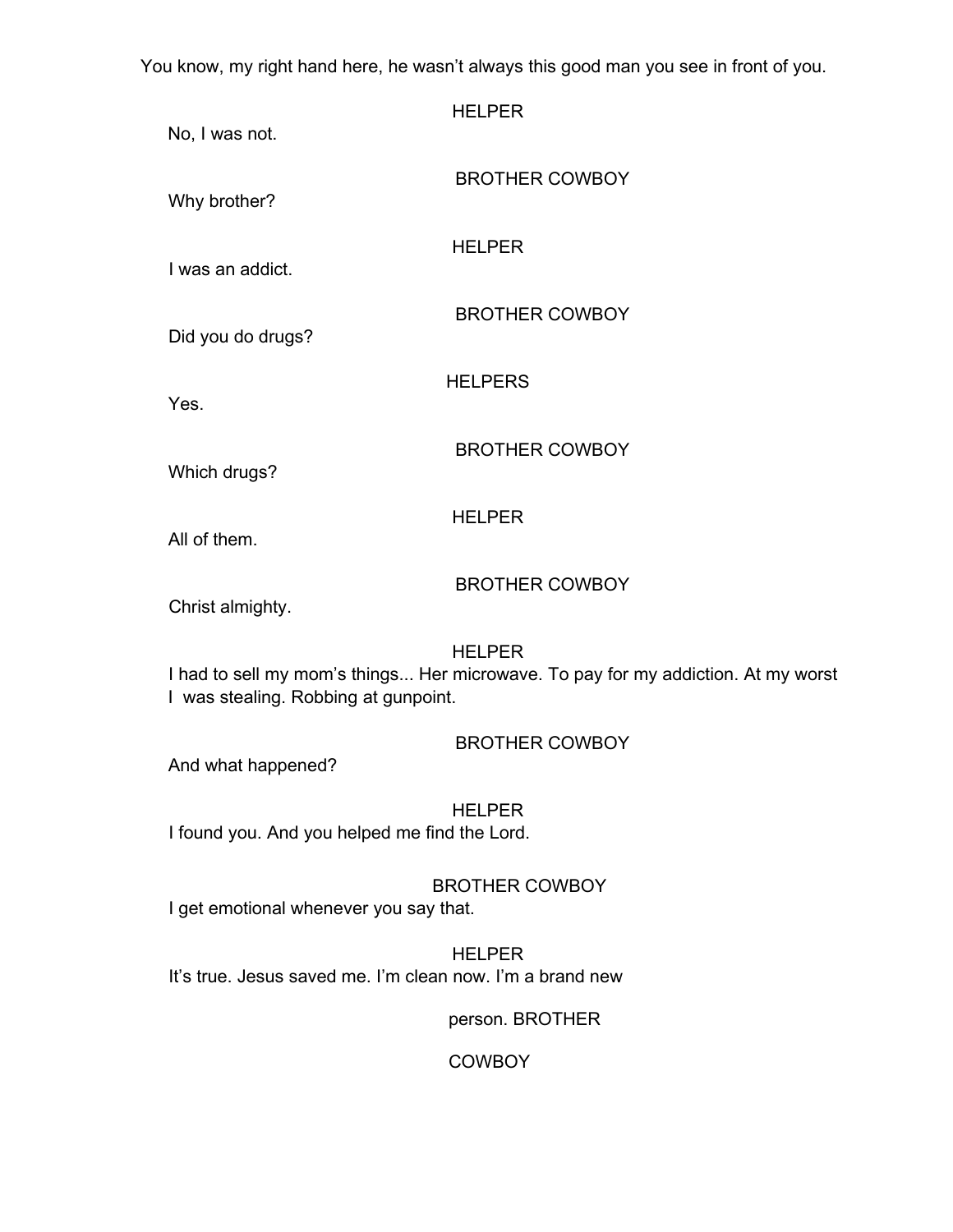You know, my right hand here, he wasn't always this good man you see in front of you.

HELPER

No, I was not.

BROTHER COWBOY

Why brother?

HELPER

I was an addict.

BROTHER COWBOY

Did you do drugs?

HELPERS

Yes.

BROTHER COWBOY

Which drugs?

HELPER

All of them.

BROTHER COWBOY

Christ almighty.

HELPER

I had to sell my mom's things... Her microwave. To pay for my addiction. At my worst I was stealing. Robbing at gunpoint.

BROTHER COWBOY

And what happened?

HELPER

I found you. And you helped me find the Lord.

BROTHER COWBOY

I get emotional whenever you say that.

HELPER

It's true. Jesus saved me. I'm clean now. I'm a brand new

person. BROTHER

COWBOY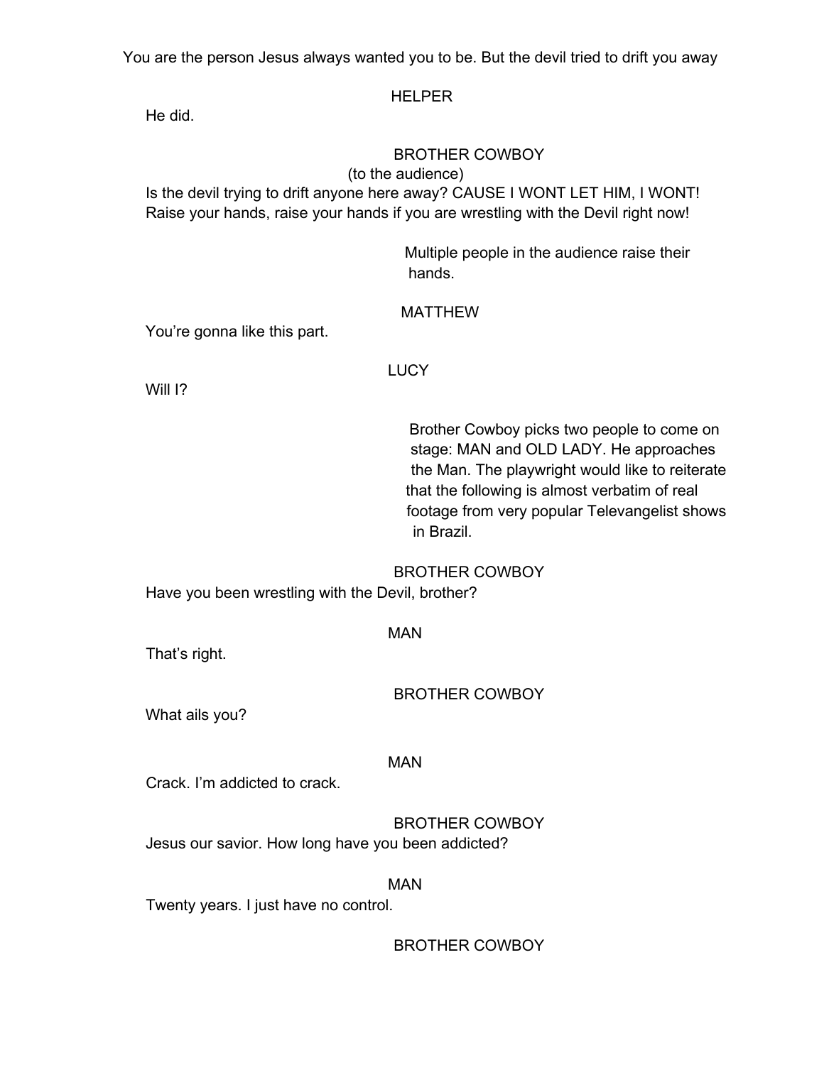You are the person Jesus always wanted you to be. But the devil tried to drift you away

HELPER

He did.

BROTHER COWBOY

(to the audience)

Is the devil trying to drift anyone here away? CAUSE I WONT LET HIM, I WONT! Raise your hands, raise your hands if you are wrestling with the Devil right now!

Multiple people in the audience raise their hands.

MATTHEW

You're gonna like this part.

LUCY

Will I?

Brother Cowboy picks two people to come on stage: MAN and OLD LADY. He approaches the Man. The playwright would like to reiterate that the following is almost verbatim of real footage from very popular Televangelist shows in Brazil.

BROTHER COWBOY

Have you been wrestling with the Devil, brother?

MAN

That's right.

BROTHER COWBOY

What ails you?

MAN

Crack. I'm addicted to crack.

BROTHER COWBOY

Jesus our savior. How long have you been addicted?

MAN

Twenty years. I just have no control.

BROTHER COWBOY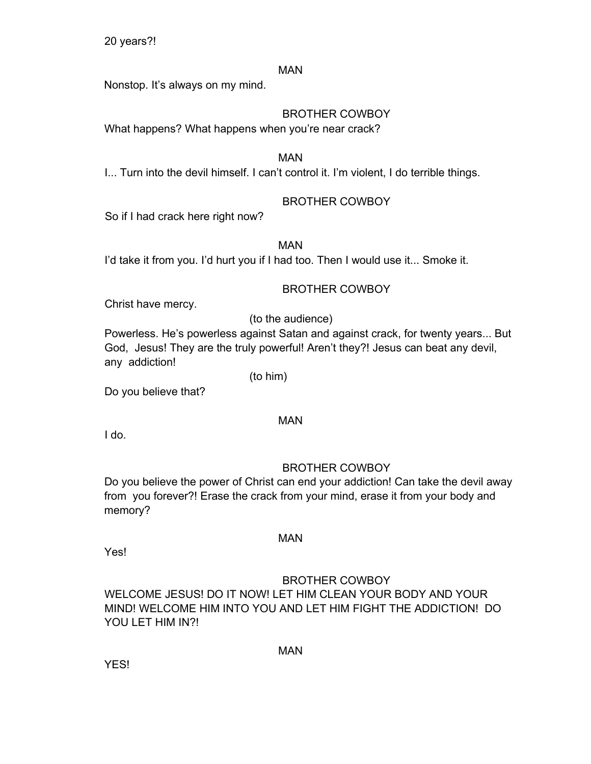20 years?!

MAN

Nonstop. It's always on my mind.

BROTHER COWBOY

What happens? What happens when you're near crack?

MAN

I... Turn into the devil himself. I can't control it. I'm violent, I do terrible things.

BROTHER COWBOY

So if I had crack here right now?

MAN

I'd take it from you. I'd hurt you if I had too. Then I would use it... Smoke it.

BROTHER COWBOY

Christ have mercy.

(to the audience)

Powerless. He's powerless against Satan and against crack, for twenty years... But God, Jesus! They are the truly powerful! Aren't they?! Jesus can beat any devil, any addiction!

(to him)

Do you believe that?

MAN

I do.

BROTHER COWBOY

Do you believe the power of Christ can end your addiction! Can take the devil away from you forever?! Erase the crack from your mind, erase it from your body and memory?

MAN

Yes!

BROTHER COWBOY

WELCOME JESUS! DO IT NOW! LET HIM CLEAN YOUR BODY AND YOUR MIND! WELCOME HIM INTO YOU AND LET HIM FIGHT THE ADDICTION! DO YOU LET HIM IN?!

MAN

YES!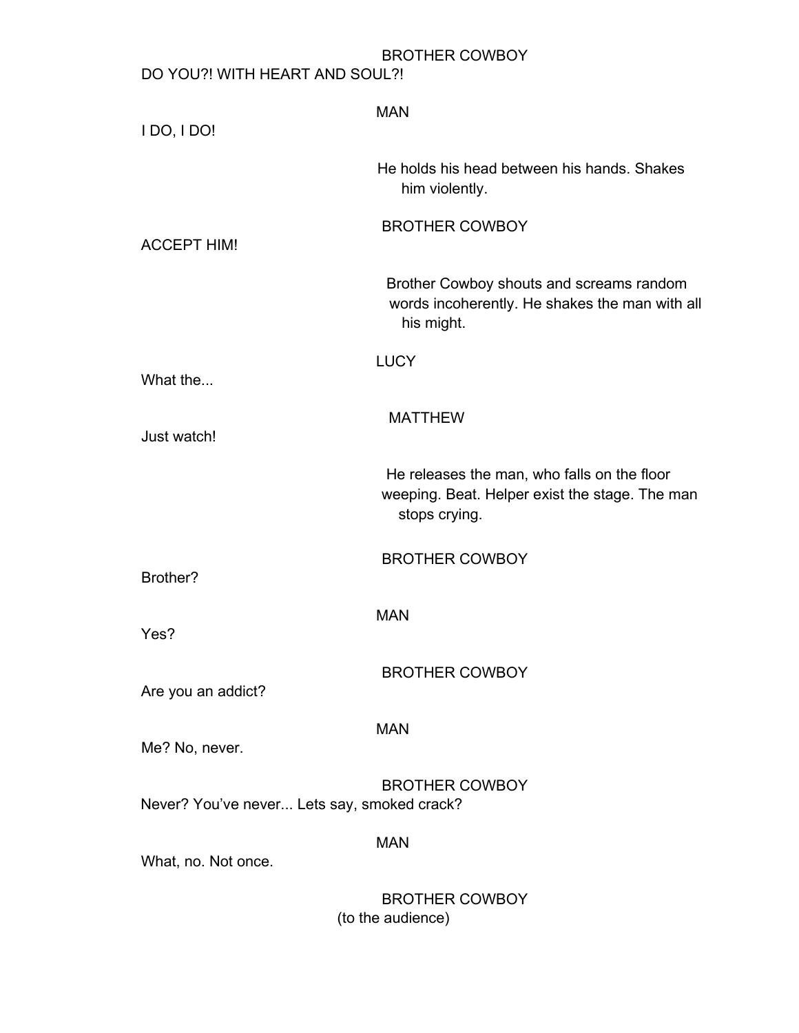BROTHER COWBOY

DO YOU?! WITH HEART AND SOUL?!

MAN

I DO, I DO!

*He holds his head between his hands. Shakes him violently.*

BROTHER COWBOY

ACCEPT HIM!

*Brother Cowboy shouts and screams random words incoherently. He shakes the man with all his might.*

LUCY

What the...

MATTHEW

Just watch!

*He releases the man, who falls on the floor weeping. Beat. Helper exist the stage. The man stops crying.*

BROTHER COWBOY

Brother?

MAN

Yes?

BROTHER COWBOY

Are you an addict?

MAN

Me? No, never.

BROTHER COWBOY

Never? You've never... Lets say, smoked crack?

MAN

What, no. Not once.

BROTHER COWBOY

(to the audience)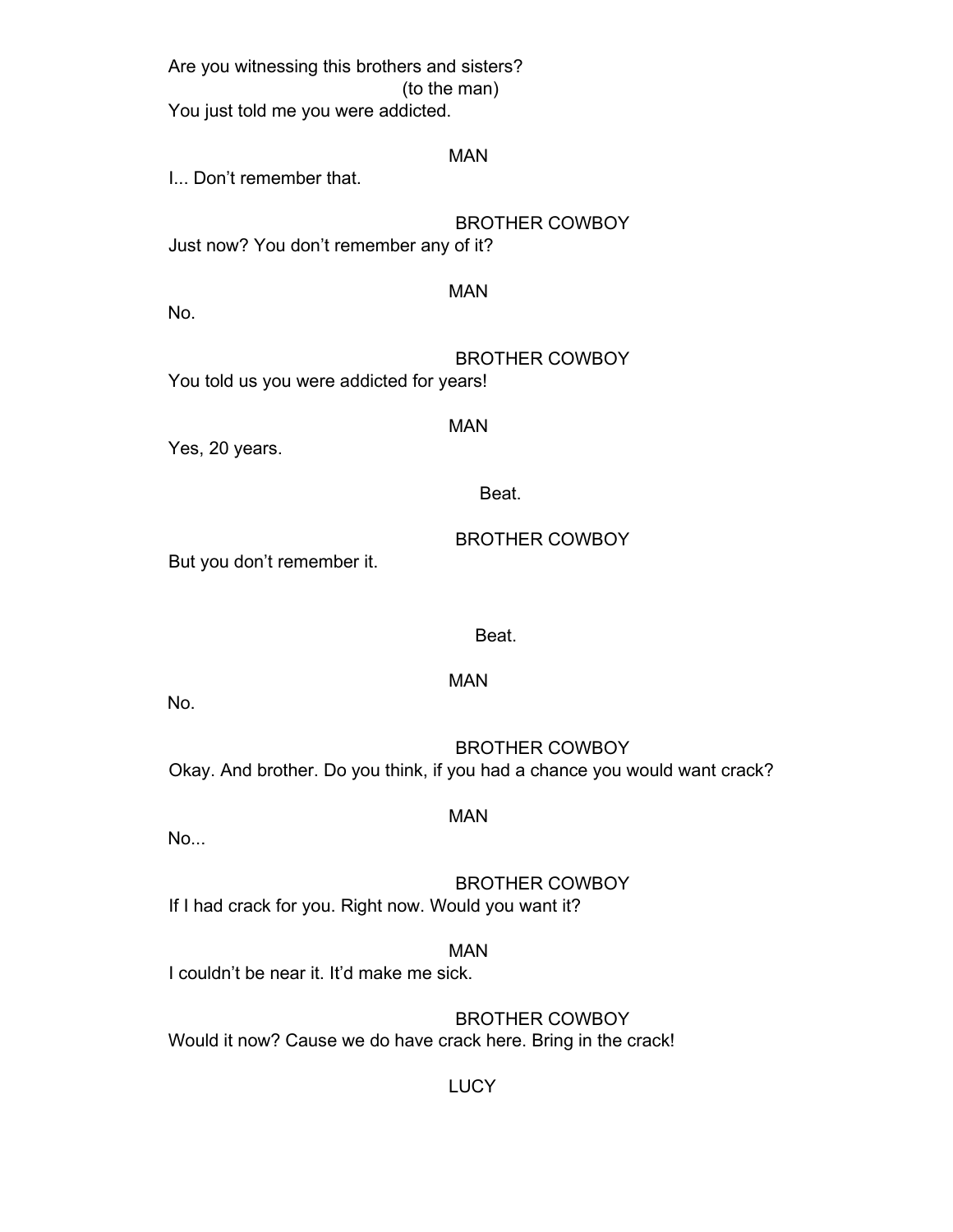Are you witnessing this brothers and sisters?

(to the man)

You just told me you were addicted.

MAN

I... Don't remember that.

BROTHER COWBOY

Just now? You don't remember any of it?

MAN

No.

BROTHER COWBOY

You told us you were addicted for years!

MAN

Yes, 20 years.

Beat.

BROTHER COWBOY

But you don't remember it.

Beat.

MAN

No.

BROTHER COWBOY

Okay. And brother. Do you think, if you had a chance you would want crack?

MAN

No...

BROTHER COWBOY

If I had crack for you. Right now. Would you want it?

MAN

I couldn't be near it. It'd make me sick.

BROTHER COWBOY

Would it now? Cause we do have crack here. Bring in the crack!

LUCY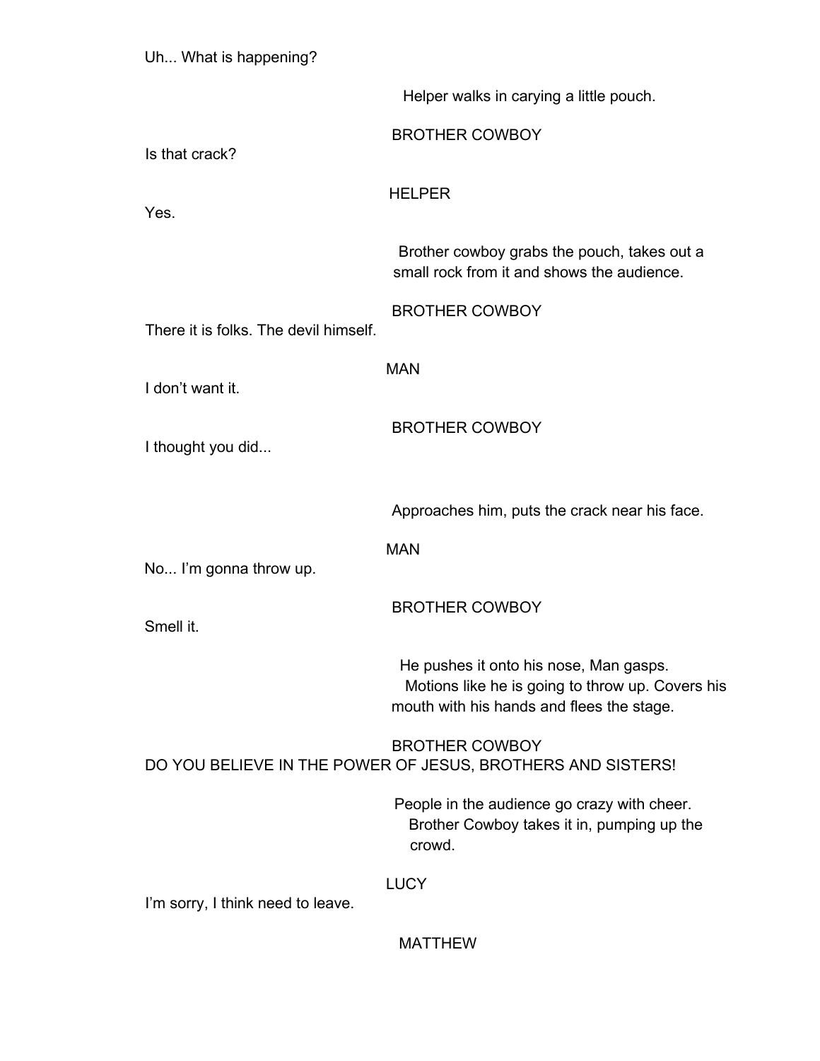Uh... What is happening?

Helper walks in carying a little pouch.

BROTHER COWBOY

Is that crack?

HELPER

Yes.

Brother cowboy grabs the pouch, takes out a small rock from it and shows the audience.

BROTHER COWBOY

There it is folks. The devil himself.

MAN

I don't want it.

BROTHER COWBOY

I thought you did...

Approaches him, puts the crack near his face.

MAN

No... I'm gonna throw up.

BROTHER COWBOY

Smell it.

He pushes it onto his nose, Man gasps. Motions like he is going to throw up. Covers his mouth with his hands and flees the stage.

BROTHER COWBOY

DO YOU BELIEVE IN THE POWER OF JESUS, BROTHERS AND SISTERS!

People in the audience go crazy with cheer. Brother Cowboy takes it in, pumping up the crowd.

LUCY

I'm sorry, I think need to leave.

MATTHEW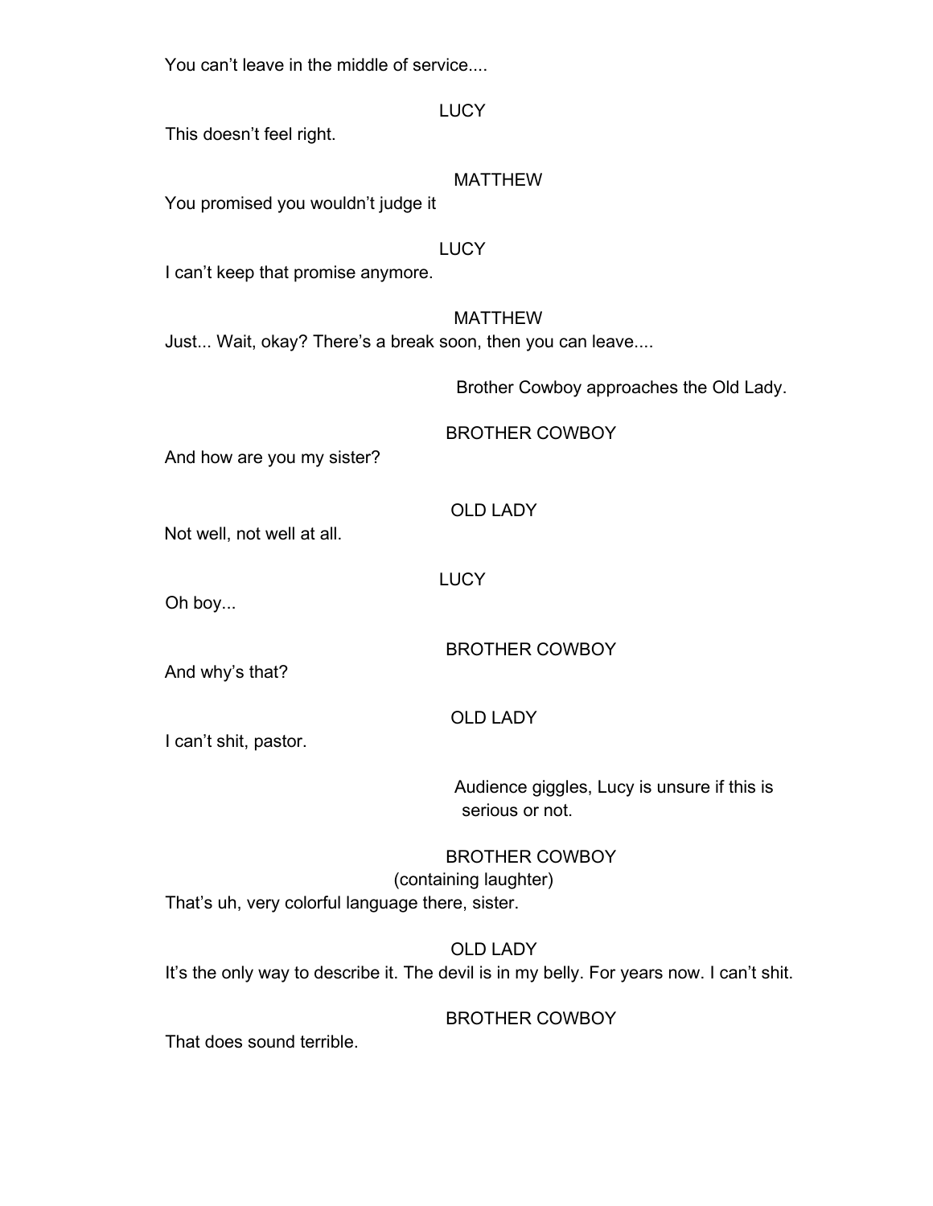You can't leave in the middle of service....

LUCY

This doesn't feel right.

MATTHEW

You promised you wouldn't judge it

LUCY

I can't keep that promise anymore.

MATTHEW

Just... Wait, okay? There's a break soon, then you can leave....

Brother Cowboy approaches the Old Lady.

BROTHER COWBOY

And how are you my sister?

OLD LADY

Not well, not well at all.

LUCY

Oh boy...

BROTHER COWBOY

And why's that?

OLD LADY

I can't shit, pastor.

Audience giggles, Lucy is unsure if this is serious or not.

BROTHER COWBOY

(containing laughter)

That's uh, very colorful language there, sister.

OLD LADY

It's the only way to describe it. The devil is in my belly. For years now. I can't shit.

BROTHER COWBOY

That does sound terrible.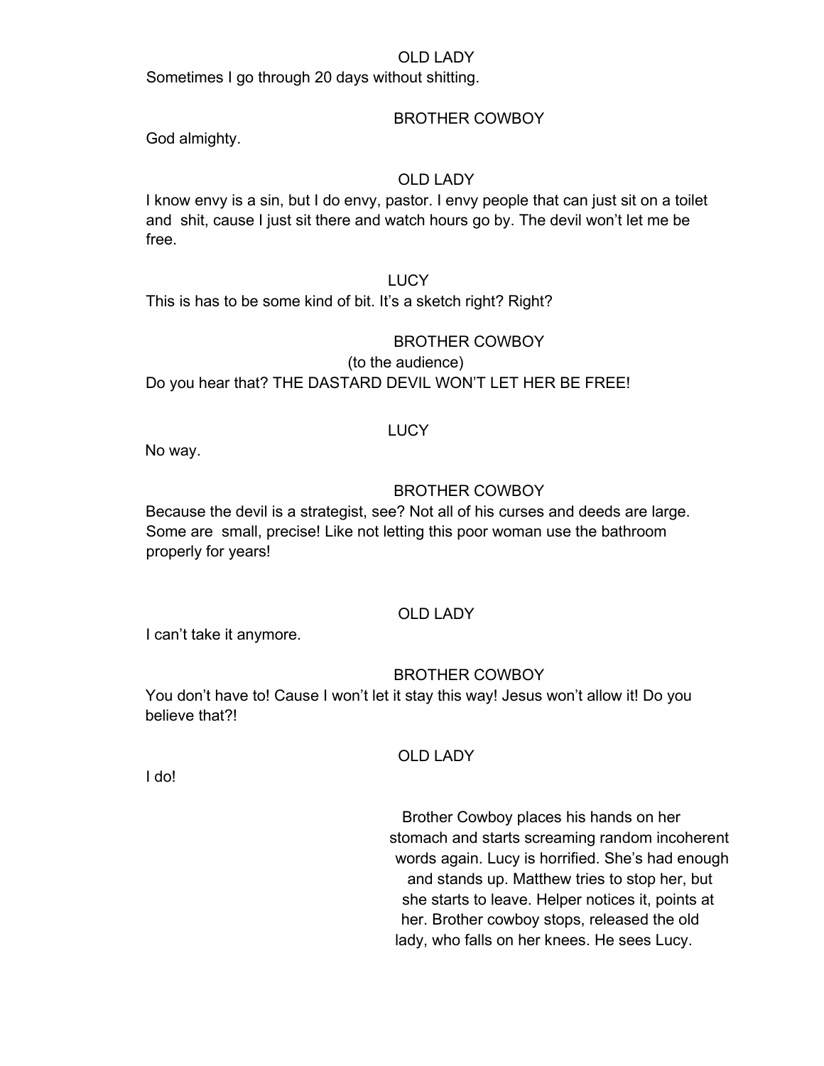OLD LADY

Sometimes I go through 20 days without shitting.

BROTHER COWBOY

God almighty.

OLD LADY

I know envy is a sin, but I do envy, pastor. I envy people that can just sit on a toilet and shit, cause I just sit there and watch hours go by. The devil won't let me be free.

LUCY

This is has to be some kind of bit. It's a sketch right? Right?

BROTHER COWBOY

(to the audience)

Do you hear that? THE DASTARD DEVIL WON'T LET HER BE FREE!

LUCY

No way.

BROTHER COWBOY

Because the devil is a strategist, see? Not all of his curses and deeds are large. Some are small, precise! Like not letting this poor woman use the bathroom properly for years!

OLD LADY

I can't take it anymore.

BROTHER COWBOY

You don't have to! Cause I won't let it stay this way! Jesus won't allow it! Do you believe that?!

OLD LADY

I do!

Brother Cowboy places his hands on her stomach and starts screaming random incoherent words again. Lucy is horrified. She's had enough and stands up. Matthew tries to stop her, but she starts to leave. Helper notices it, points at her. Brother cowboy stops, released the old lady, who falls on her knees. He sees Lucy.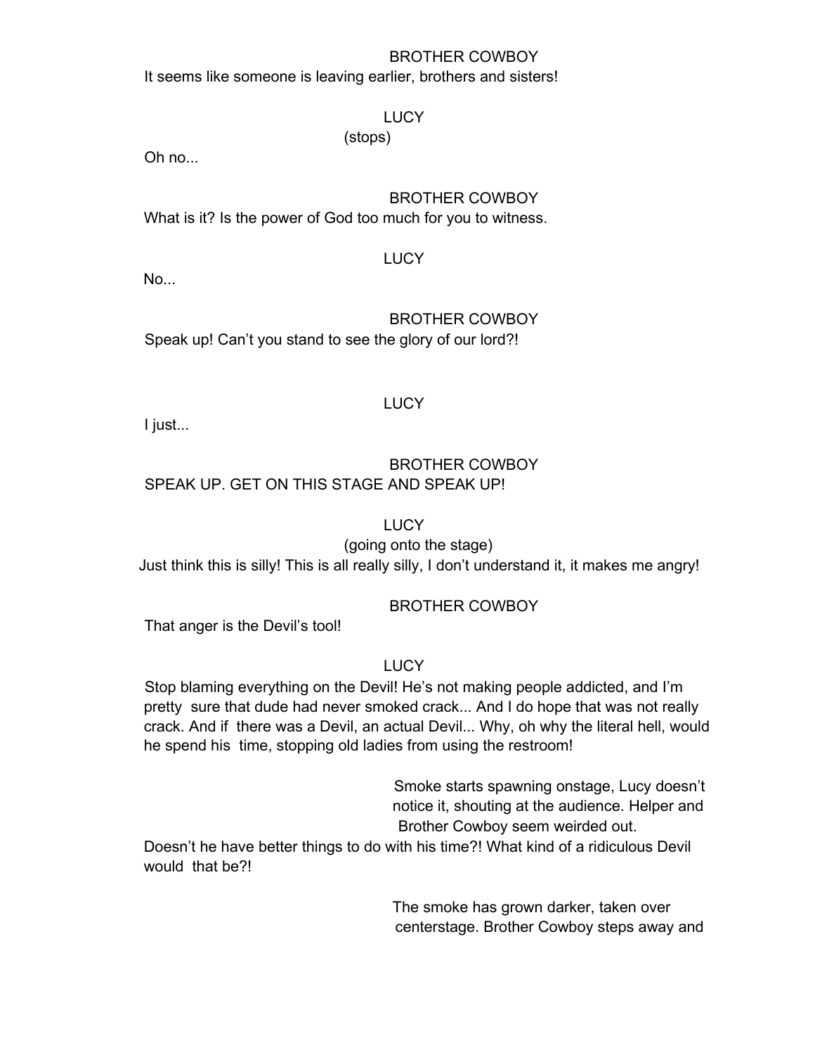BROTHER COWBOY

It seems like someone is leaving earlier, brothers and sisters!

LUCY

(stops)

Oh no...

BROTHER COWBOY

What is it? Is the power of God too much for you to witness.

LUCY

No...

BROTHER COWBOY

Speak up! Can't you stand to see the glory of our lord?!

LUCY

I just...

BROTHER COWBOY

SPEAK UP. GET ON THIS STAGE AND SPEAK UP!

LUCY

(going onto the stage)

Just think this is silly! This is all really silly, I don't understand it, it makes me angry!

BROTHER COWBOY

That anger is the Devil's tool!

LUCY

Stop blaming everything on the Devil! He's not making people addicted, and I'm pretty sure that dude had never smoked crack... And I do hope that was not really crack. And if there was a Devil, an actual Devil... Why, oh why the literal hell, would he spend his time, stopping old ladies from using the restroom!

*Smoke starts spawning onstage, Lucy doesn't notice it, shouting at the audience. Helper and Brother Cowboy seem weirded out.*

Doesn't he have better things to do with his time?! What kind of a ridiculous Devil would that be?!

*The smoke has grown darker, taken over centerstage. Brother Cowboy steps away and*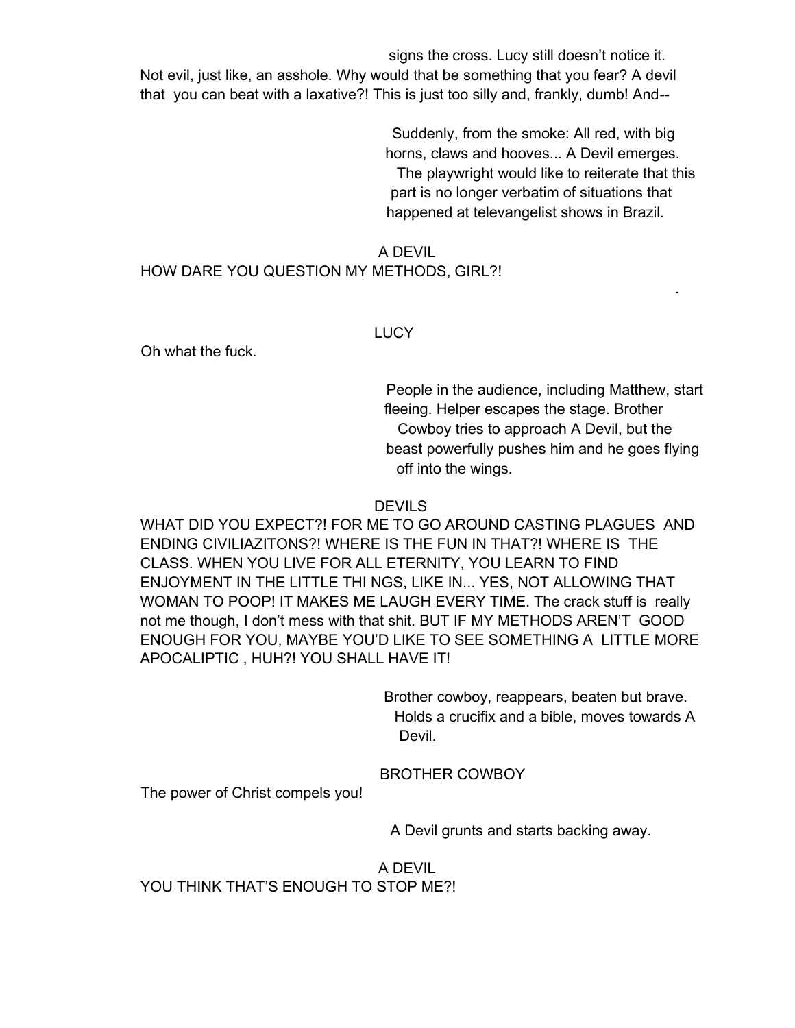signs the cross. Lucy still doesn't notice it.

Not evil, just like, an asshole. Why would that be something that you fear? A devil that you can beat with a laxative?! This is just too silly and, frankly, dumb! And--

Suddenly, from the smoke: All red, with big horns, claws and hooves... A Devil emerges. The playwright would like to reiterate that this part is no longer verbatim of situations that happened at televangelist shows in Brazil.

A DEVIL

HOW DARE YOU QUESTION MY METHODS, GIRL?!

.

LUCY

Oh what the fuck.

People in the audience, including Matthew, start fleeing. Helper escapes the stage. Brother Cowboy tries to approach A Devil, but the beast powerfully pushes him and he goes flying off into the wings.

DEVILS

WHAT DID YOU EXPECT?! FOR ME TO GO AROUND CASTING PLAGUES AND ENDING CIVILIAZITONS?! WHERE IS THE FUN IN THAT?! WHERE IS THE CLASS. WHEN YOU LIVE FOR ALL ETERNITY, YOU LEARN TO FIND ENJOYMENT IN THE LITTLE THI NGS, LIKE IN... YES, NOT ALLOWING THAT WOMAN TO POOP! IT MAKES ME LAUGH EVERY TIME. The crack stuff is really not me though, I don't mess with that shit. BUT IF MY METHODS AREN'T GOOD ENOUGH FOR YOU, MAYBE YOU'D LIKE TO SEE SOMETHING A LITTLE MORE APOCALIPTIC , HUH?! YOU SHALL HAVE IT!

Brother cowboy, reappears, beaten but brave. Holds a crucifix and a bible, moves towards A Devil.

BROTHER COWBOY

The power of Christ compels you!

A Devil grunts and starts backing away.

A DEVIL

YOU THINK THAT'S ENOUGH TO STOP ME?!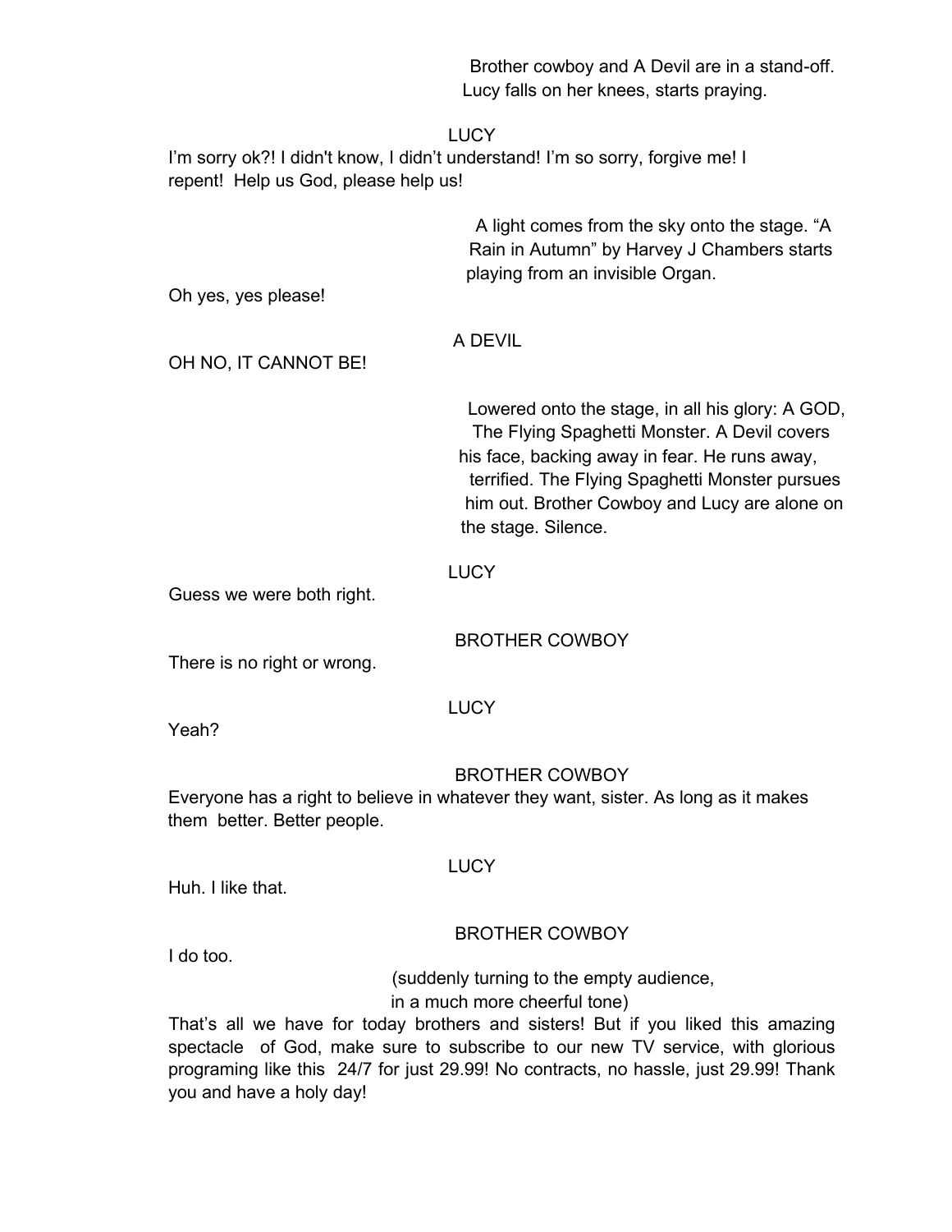Brother cowboy and A Devil are in a stand-off. Lucy falls on her knees, starts praying.

LUCY

I'm sorry ok?! I didn't know, I didn't understand! I'm so sorry, forgive me! I repent! Help us God, please help us!

A light comes from the sky onto the stage. "A Rain in Autumn" by Harvey J Chambers starts playing from an invisible Organ.

Oh yes, yes please!

A DEVIL

OH NO, IT CANNOT BE!

Lowered onto the stage, in all his glory: A GOD, The Flying Spaghetti Monster. A Devil covers his face, backing away in fear. He runs away, terrified. The Flying Spaghetti Monster pursues him out. Brother Cowboy and Lucy are alone on the stage. Silence.

LUCY

Guess we were both right.

BROTHER COWBOY

There is no right or wrong.

LUCY

Yeah?

BROTHER COWBOY

Everyone has a right to believe in whatever they want, sister. As long as it makes them better. Better people.

LUCY

Huh. I like that.

BROTHER COWBOY

I do too.

(suddenly turning to the empty audience, in a much more cheerful tone)

That's all we have for today brothers and sisters! But if you liked this amazing spectacle of God, make sure to subscribe to our new TV service, with glorious programing like this 24/7 for just 29.99! No contracts, no hassle, just 29.99! Thank you and have a holy day!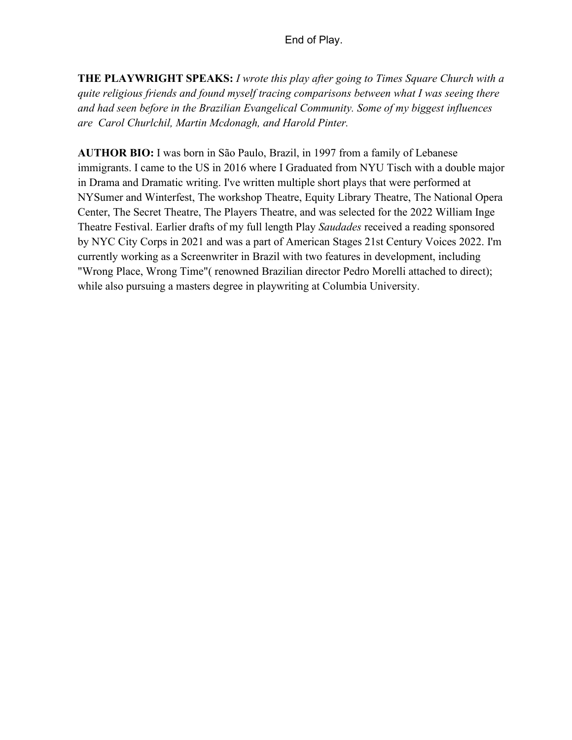End of Play.

**THE PLAYWRIGHT SPEAKS:** *I wrote this play after going to Times Square Church with a quite religious friends and found myself tracing comparisons between what I was seeing there and had seen before in the Brazilian Evangelical Community. Some of my biggest influences are Carol Churlchil, Martin Mcdonagh, and Harold Pinter.*

**AUTHOR BIO:** I was born in São Paulo, Brazil, in 1997 from a family of Lebanese immigrants. I came to the US in 2016 where I Graduated from NYU Tisch with a double major in Drama and Dramatic writing. I've written multiple short plays that were performed at NYSumer and Winterfest, The workshop Theatre, Equity Library Theatre, The National Opera Center, The Secret Theatre, The Players Theatre, and was selected for the 2022 William Inge Theatre Festival. Earlier drafts of my full length Play *Saudades* received a reading sponsored by NYC City Corps in 2021 and was a part of American Stages 21st Century Voices 2022. I'm currently working as a Screenwriter in Brazil with two features in development, including "Wrong Place, Wrong Time"( renowned Brazilian director Pedro Morelli attached to direct); while also pursuing a masters degree in playwriting at Columbia University.